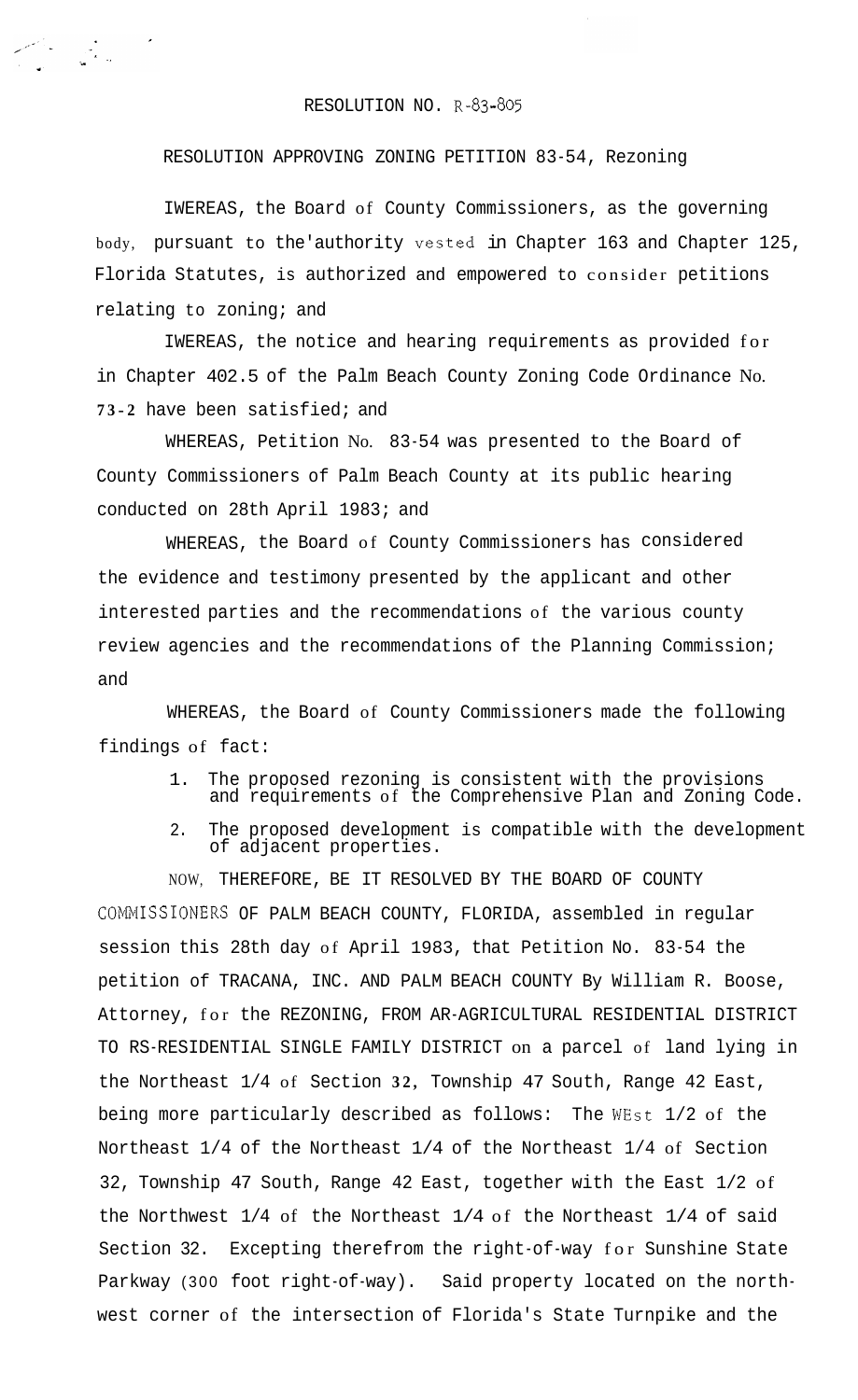RESOLUTION NO. R-83-805

RESOLUTION APPROVING ZONING PETITION 83-54, Rezoning

IWEREAS, the Board of County Commissioners, as the governing body, pursuant to the'authority vested in Chapter 163 and Chapter 125, Florida Statutes, is authorized and empowered to consider petitions relating to zoning; and

IWEREAS, the notice and hearing requirements as provided for in Chapter 402.5 of the Palm Beach County Zoning Code Ordinance No. 73-2 have been satisfied; and

WHEREAS, Petition No. 83-54 was presented to the Board of County Commissioners of Palm Beach County at its public hearing conducted on 28th April 1983; and

WHEREAS, the Board of County Commissioners has considered the evidence and testimony presented by the applicant and other interested parties and the recommendations of the various county review agencies and the recommendations of the Planning Commission; and

WHEREAS, the Board of County Commissioners made the following findings of fact:

1. The proposed rezoning is consistent with the provisions and requirements of the Comprehensive Plan and Zoning Code.
2. The proposed development is compatible with the development of adjacent properties.

NOW, THEREFORE, BE IT RESOLVED BY THE BOARD OF COUNTY COMMISSIONERS OF PALM BEACH COUNTY, FLORIDA, assembled in regular session this 28th day of April 1983, that Petition No. 83-54 the petition of TRACANA, INC. AND PALM BEACH COUNTY By William R. Boose, Attorney, for the REZONING, FROM AR-AGRICULTURAL RESIDENTIAL DISTRICT TO RS-RESIDENTIAL SINGLE FAMILY DISTRICT on a parcel of land lying in the Northeast 1/4 of Section 32, Township 47 South, Range 42 East, being more particularly described as follows: The WEst 1/2 of the Northeast 1/4 of the Northeast 1/4 of the Northeast 1/4 of Section 32, Township 47 South, Range 42 East, together with the East 1/2 of the Northwest 1/4 of the Northeast 1/4 of the Northeast 1/4 of said Section 32. Excepting therefrom the right-of-way for Sunshine State Parkway (300 foot right-of-way). Said property located on the north-west corner of the intersection of Florida's State Turnpike and the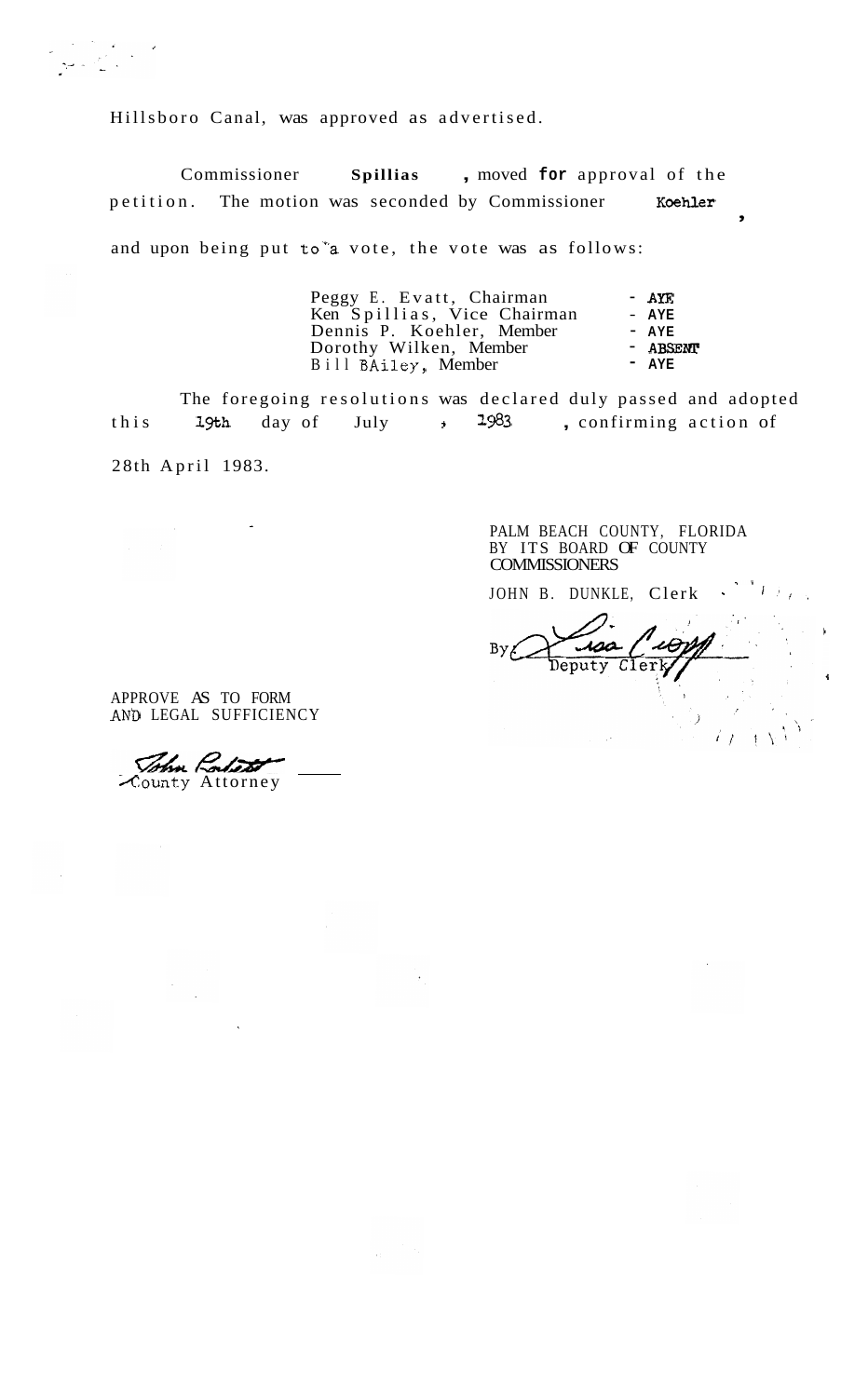Hillsboro Canal, was approved as advertised.

Commissioner **Spillias**, moved for approval of the petition. The motion was seconded by Commissioner Koehler, and upon being put to a vote, the vote was as follows:

| | |
|---|---|
| Peggy E. Evatt, Chairman | - AYE |
| Ken Spillias, Vice Chairman | - AYE |
| Dennis P. Koehler, Member | - AYE |
| Dorothy Wilken, Member | - ABSENT |
| Bill BAiley, Member | - AYE |

The foregoing resolutions was declared duly passed and adopted this 19th day of July, 1983, confirming action of 28th April 1983.

PALM BEACH COUNTY, FLORIDA
BY ITS BOARD OF COUNTY COMMISSIONERS

JOHN B. DUNKLE, Clerk

By: ______________________
Deputy Clerk

APPROVE AS TO FORM
AND LEGAL SUFFICIENCY

______________________
County Attorney